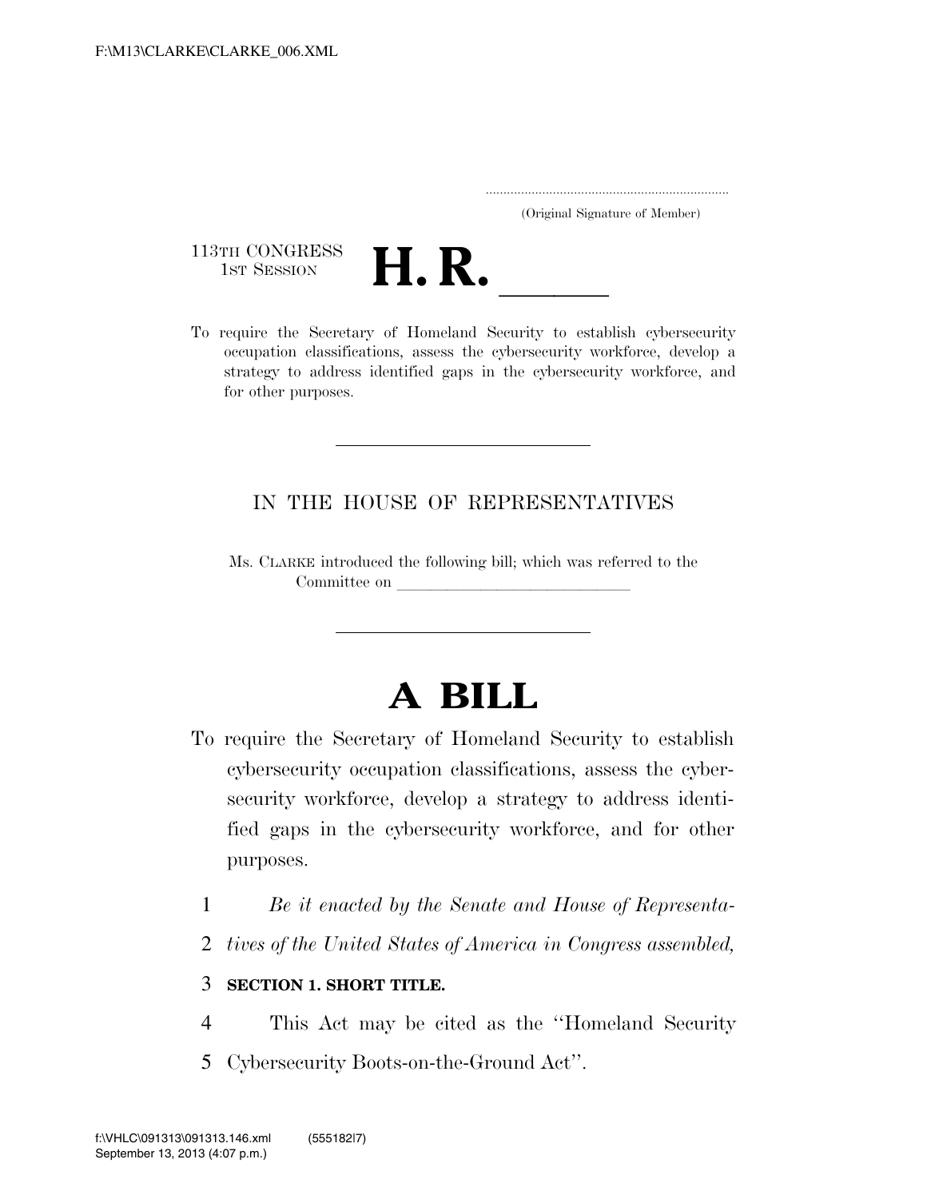(Original Signature of Member)

113TH CONGRESS
1ST SESSION

# H. R. \_\_\_\_\_

To require the Secretary of Homeland Security to establish cybersecurity occupation classifications, assess the cybersecurity workforce, develop a strategy to address identified gaps in the cybersecurity workforce, and for other purposes.

---

IN THE HOUSE OF REPRESENTATIVES

Ms. CLARKE introduced the following bill; which was referred to the Committee on \_\_\_\_\_\_\_\_\_\_\_\_\_\_\_\_\_\_\_\_\_\_\_\_\_\_\_\_\_\_

---

# A BILL

To require the Secretary of Homeland Security to establish cybersecurity occupation classifications, assess the cybersecurity workforce, develop a strategy to address identified gaps in the cybersecurity workforce, and for other purposes.

1 *Be it enacted by the Senate and House of Representa-*
2 *tives of the United States of America in Congress assembled,*

3 **SECTION 1. SHORT TITLE.**

4 This Act may be cited as the ''Homeland Security
5 Cybersecurity Boots-on-the-Ground Act''.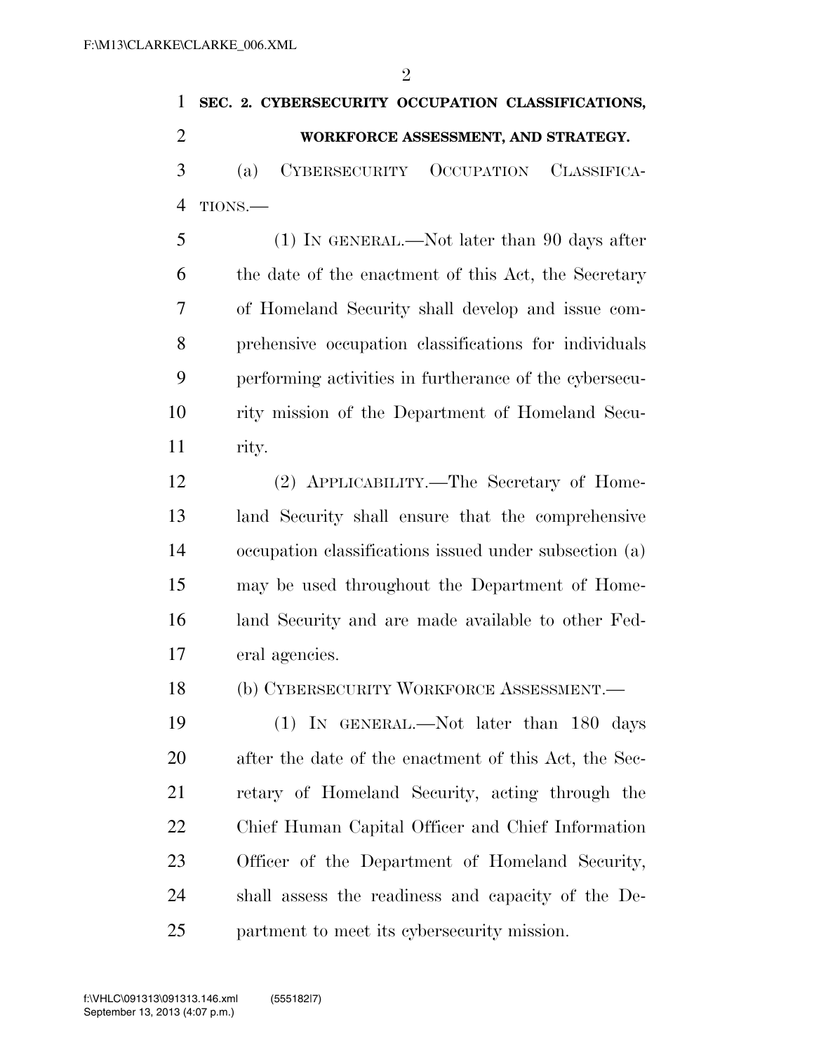**SEC. 2. CYBERSECURITY OCCUPATION CLASSIFICATIONS, WORKFORCE ASSESSMENT, AND STRATEGY.**

(a) CYBERSECURITY OCCUPATION CLASSIFICATIONS.—

(1) IN GENERAL.—Not later than 90 days after the date of the enactment of this Act, the Secretary of Homeland Security shall develop and issue comprehensive occupation classifications for individuals performing activities in furtherance of the cybersecurity mission of the Department of Homeland Security.

(2) APPLICABILITY.—The Secretary of Homeland Security shall ensure that the comprehensive occupation classifications issued under subsection (a) may be used throughout the Department of Homeland Security and are made available to other Federal agencies.

(b) CYBERSECURITY WORKFORCE ASSESSMENT.—

(1) IN GENERAL.—Not later than 180 days after the date of the enactment of this Act, the Secretary of Homeland Security, acting through the Chief Human Capital Officer and Chief Information Officer of the Department of Homeland Security, shall assess the readiness and capacity of the Department to meet its cybersecurity mission.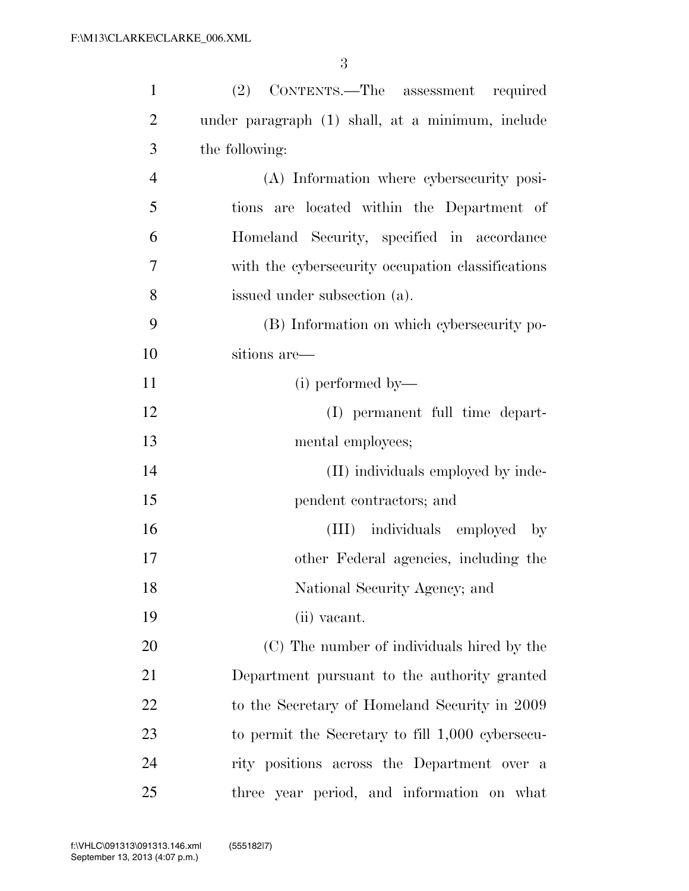(2) CONTENTS.—The assessment required under paragraph (1) shall, at a minimum, include the following:

(A) Information where cybersecurity positions are located within the Department of Homeland Security, specified in accordance with the cybersecurity occupation classifications issued under subsection (a).

(B) Information on which cybersecurity positions are—

(i) performed by—

(I) permanent full time departmental employees;

(II) individuals employed by independent contractors; and

(III) individuals employed by other Federal agencies, including the National Security Agency; and

(ii) vacant.

(C) The number of individuals hired by the Department pursuant to the authority granted to the Secretary of Homeland Security in 2009 to permit the Secretary to fill 1,000 cybersecurity positions across the Department over a three year period, and information on what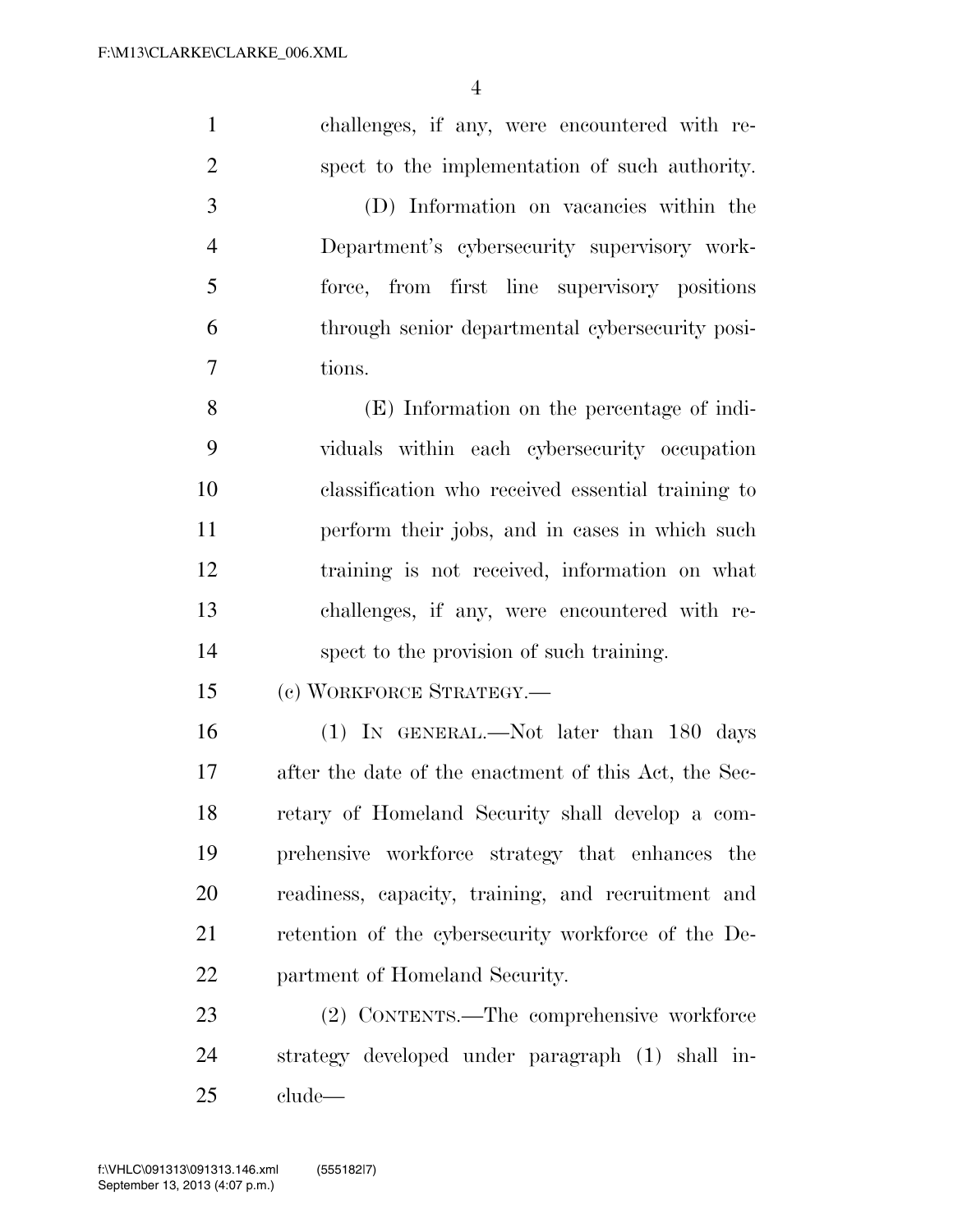challenges, if any, were encountered with respect to the implementation of such authority.

(D) Information on vacancies within the Department's cybersecurity supervisory workforce, from first line supervisory positions through senior departmental cybersecurity positions.

(E) Information on the percentage of individuals within each cybersecurity occupation classification who received essential training to perform their jobs, and in cases in which such training is not received, information on what challenges, if any, were encountered with respect to the provision of such training.

(c) WORKFORCE STRATEGY.—

(1) IN GENERAL.—Not later than 180 days after the date of the enactment of this Act, the Secretary of Homeland Security shall develop a comprehensive workforce strategy that enhances the readiness, capacity, training, and recruitment and retention of the cybersecurity workforce of the Department of Homeland Security.

(2) CONTENTS.—The comprehensive workforce strategy developed under paragraph (1) shall include—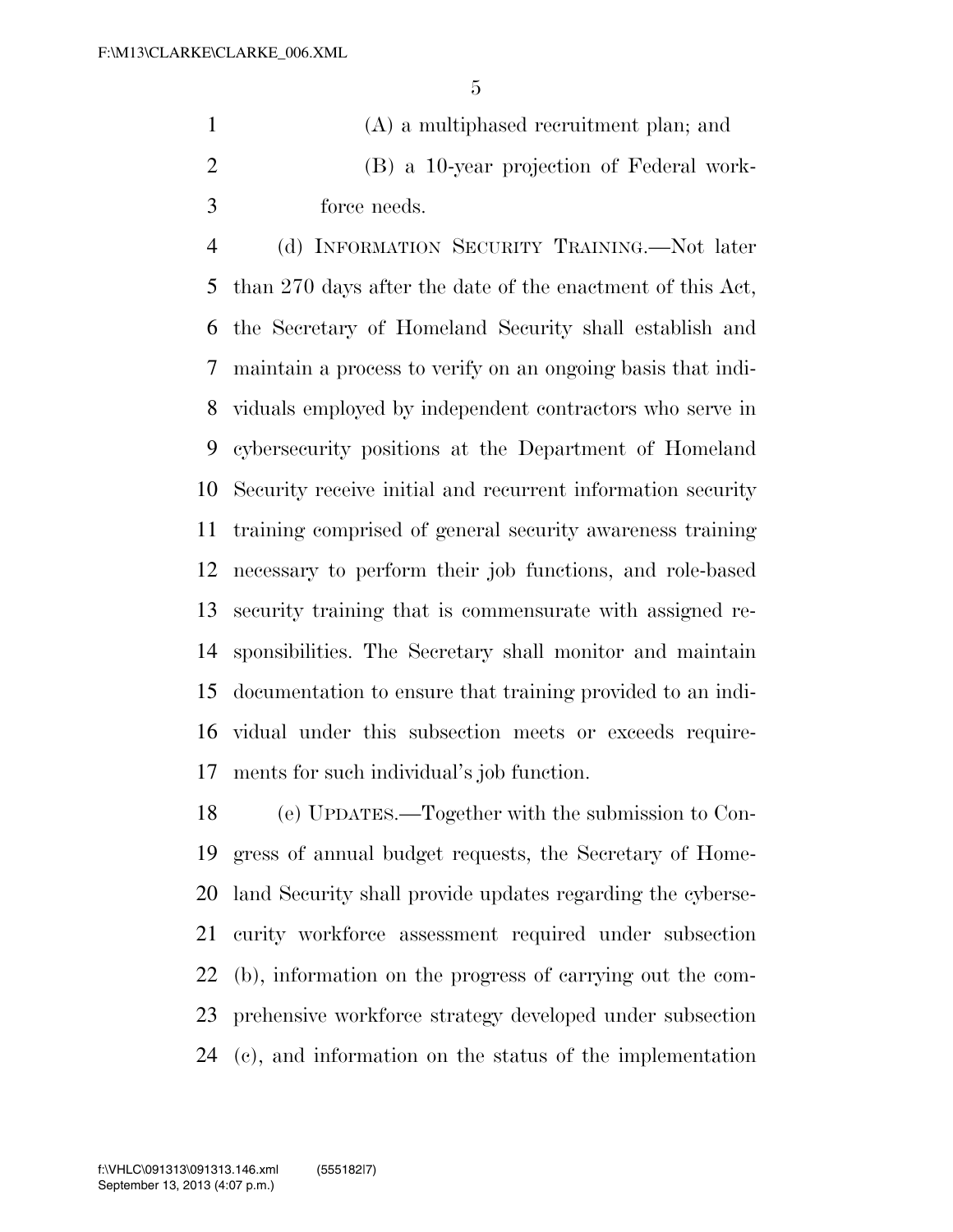(A) a multiphased recruitment plan; and

(B) a 10-year projection of Federal workforce needs.

(d) INFORMATION SECURITY TRAINING.—Not later than 270 days after the date of the enactment of this Act, the Secretary of Homeland Security shall establish and maintain a process to verify on an ongoing basis that individuals employed by independent contractors who serve in cybersecurity positions at the Department of Homeland Security receive initial and recurrent information security training comprised of general security awareness training necessary to perform their job functions, and role-based security training that is commensurate with assigned responsibilities. The Secretary shall monitor and maintain documentation to ensure that training provided to an individual under this subsection meets or exceeds requirements for such individual's job function.

(e) UPDATES.—Together with the submission to Congress of annual budget requests, the Secretary of Homeland Security shall provide updates regarding the cybersecurity workforce assessment required under subsection (b), information on the progress of carrying out the comprehensive workforce strategy developed under subsection (c), and information on the status of the implementation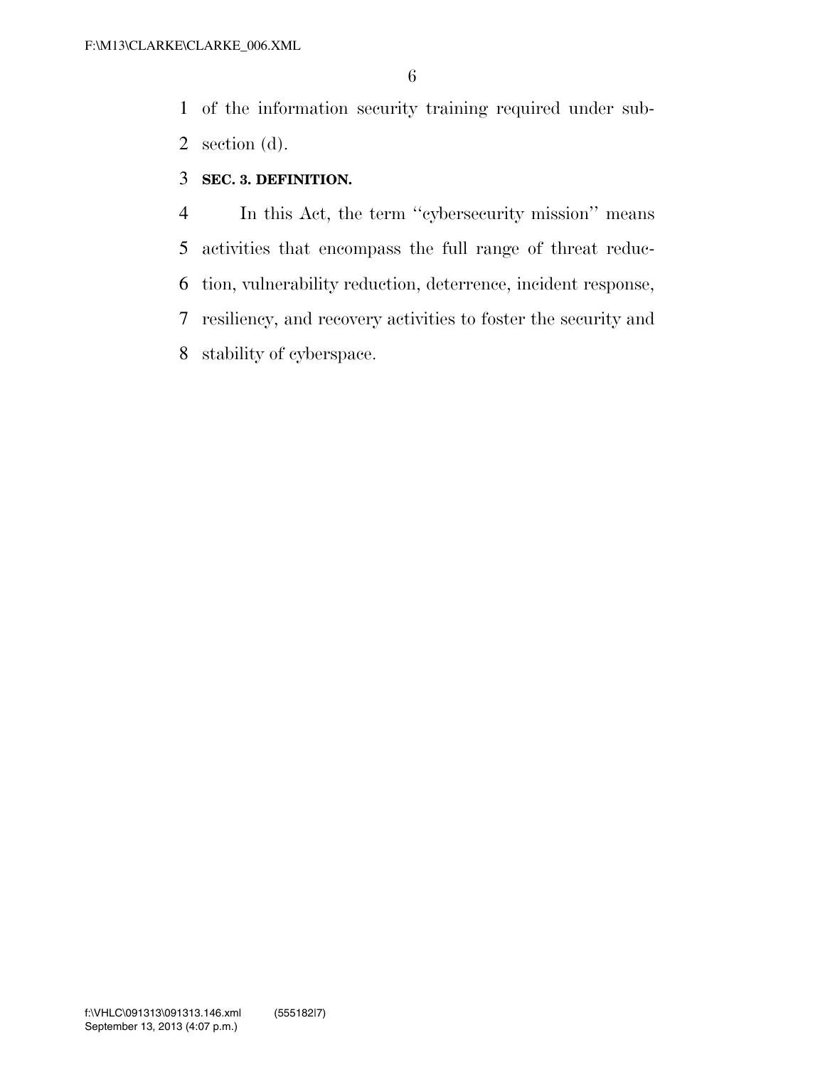of the information security training required under subsection (d).

## SEC. 3. DEFINITION.

In this Act, the term ''cybersecurity mission'' means activities that encompass the full range of threat reduction, vulnerability reduction, deterrence, incident response, resiliency, and recovery activities to foster the security and stability of cyberspace.